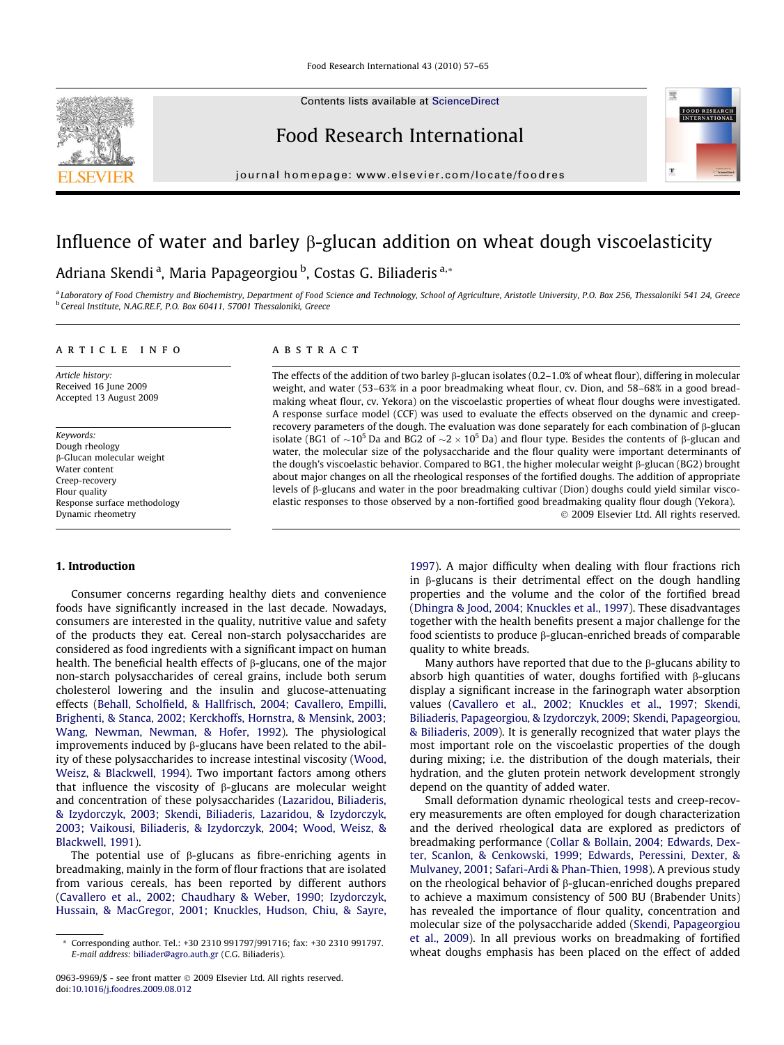# Influence of water and barley β-glucan addition on wheat dough viscoelasticity

Adriana Skendi [a], Maria Papageorgiou [b], Costas G. Biliaderis [a,*]

[a] Laboratory of Food Chemistry and Biochemistry, Department of Food Science and Technology, School of Agriculture, Aristotle University, P.O. Box 256, Thessaloniki 541 24, Greece

[b] Cereal Institute, N.AG.RE.F, P.O. Box 60411, 57001 Thessaloniki, Greece

## ARTICLE INFO

*Article history:*
Received 16 June 2009
Accepted 13 August 2009

*Keywords:*
Dough rheology
β-Glucan molecular weight
Water content
Creep-recovery
Flour quality
Response surface methodology
Dynamic rheometry

## ABSTRACT

The effects of the addition of two barley β-glucan isolates (0.2–1.0% of wheat flour), differing in molecular weight, and water (53–63% in a poor breadmaking wheat flour, cv. Dion, and 58–68% in a good breadmaking wheat flour, cv. Yekora) on the viscoelastic properties of wheat flour doughs were investigated. A response surface model (CCF) was used to evaluate the effects observed on the dynamic and creep-recovery parameters of the dough. The evaluation was done separately for each combination of β-glucan isolate (BG1 of $\sim 10^5$ Da and BG2 of $\sim 2 \times 10^5$ Da) and flour type. Besides the contents of β-glucan and water, the molecular size of the polysaccharide and the flour quality were important determinants of the dough's viscoelastic behavior. Compared to BG1, the higher molecular weight β-glucan (BG2) brought about major changes on all the rheological responses of the fortified doughs. The addition of appropriate levels of β-glucans and water in the poor breadmaking cultivar (Dion) doughs could yield similar viscoelastic responses to those observed by a non-fortified good breadmaking quality flour dough (Yekora).

© 2009 Elsevier Ltd. All rights reserved.

## 1. Introduction

Consumer concerns regarding healthy diets and convenience foods have significantly increased in the last decade. Nowadays, consumers are interested in the quality, nutritive value and safety of the products they eat. Cereal non-starch polysaccharides are considered as food ingredients with a significant impact on human health. The beneficial health effects of β-glucans, one of the major non-starch polysaccharides of cereal grains, include both serum cholesterol lowering and the insulin and glucose-attenuating effects (Behall, Scholfield, & Hallfrisch, 2004; Cavallero, Empilli, Brighenti, & Stanca, 2002; Kerckhoffs, Hornstra, & Mensink, 2003; Wang, Newman, Newman, & Hofer, 1992). The physiological improvements induced by β-glucans have been related to the ability of these polysaccharides to increase intestinal viscosity (Wood, Weisz, & Blackwell, 1994). Two important factors among others that influence the viscosity of β-glucans are molecular weight and concentration of these polysaccharides (Lazaridou, Biliaderis, & Izydorczyk, 2003; Skendi, Biliaderis, Lazaridou, & Izydorczyk, 2003; Vaikousi, Biliaderis, & Izydorczyk, 2004; Wood, Weisz, & Blackwell, 1991).

The potential use of β-glucans as fibre-enriching agents in breadmaking, mainly in the form of flour fractions that are isolated from various cereals, has been reported by different authors (Cavallero et al., 2002; Chaudhary & Weber, 1990; Izydorczyk, Hussain, & MacGregor, 2001; Knuckles, Hudson, Chiu, & Sayre, 1997). A major difficulty when dealing with flour fractions rich in β-glucans is their detrimental effect on the dough handling properties and the volume and the color of the fortified bread (Dhingra & Jood, 2004; Knuckles et al., 1997). These disadvantages together with the health benefits present a major challenge for the food scientists to produce β-glucan-enriched breads of comparable quality to white breads.

Many authors have reported that due to the β-glucans ability to absorb high quantities of water, doughs fortified with β-glucans display a significant increase in the farinograph water absorption values (Cavallero et al., 2002; Knuckles et al., 1997; Skendi, Biliaderis, Papageorgiou, & Izydorczyk, 2009; Skendi, Papageorgiou, & Biliaderis, 2009). It is generally recognized that water plays the most important role on the viscoelastic properties of the dough during mixing; i.e. the distribution of the dough materials, their hydration, and the gluten protein network development strongly depend on the quantity of added water.

Small deformation dynamic rheological tests and creep-recovery measurements are often employed for dough characterization and the derived rheological data are explored as predictors of breadmaking performance (Collar & Bollain, 2004; Edwards, Dexter, Scanlon, & Cenkowski, 1999; Edwards, Peressini, Dexter, & Mulvaney, 2001; Safari-Ardi & Phan-Thien, 1998). A previous study on the rheological behavior of β-glucan-enriched doughs prepared to achieve a maximum consistency of 500 BU (Brabender Units) has revealed the importance of flour quality, concentration and molecular size of the polysaccharide added (Skendi, Papageorgiou et al., 2009). In all previous works on breadmaking of fortified wheat doughs emphasis has been placed on the effect of added

\* Corresponding author. Tel.: +30 2310 991797/991716; fax: +30 2310 991797. E-mail address: biliader@agro.auth.gr (C.G. Biliaderis).

0963-9969/$ - see front matter © 2009 Elsevier Ltd. All rights reserved.
doi:10.1016/j.foodres.2009.08.012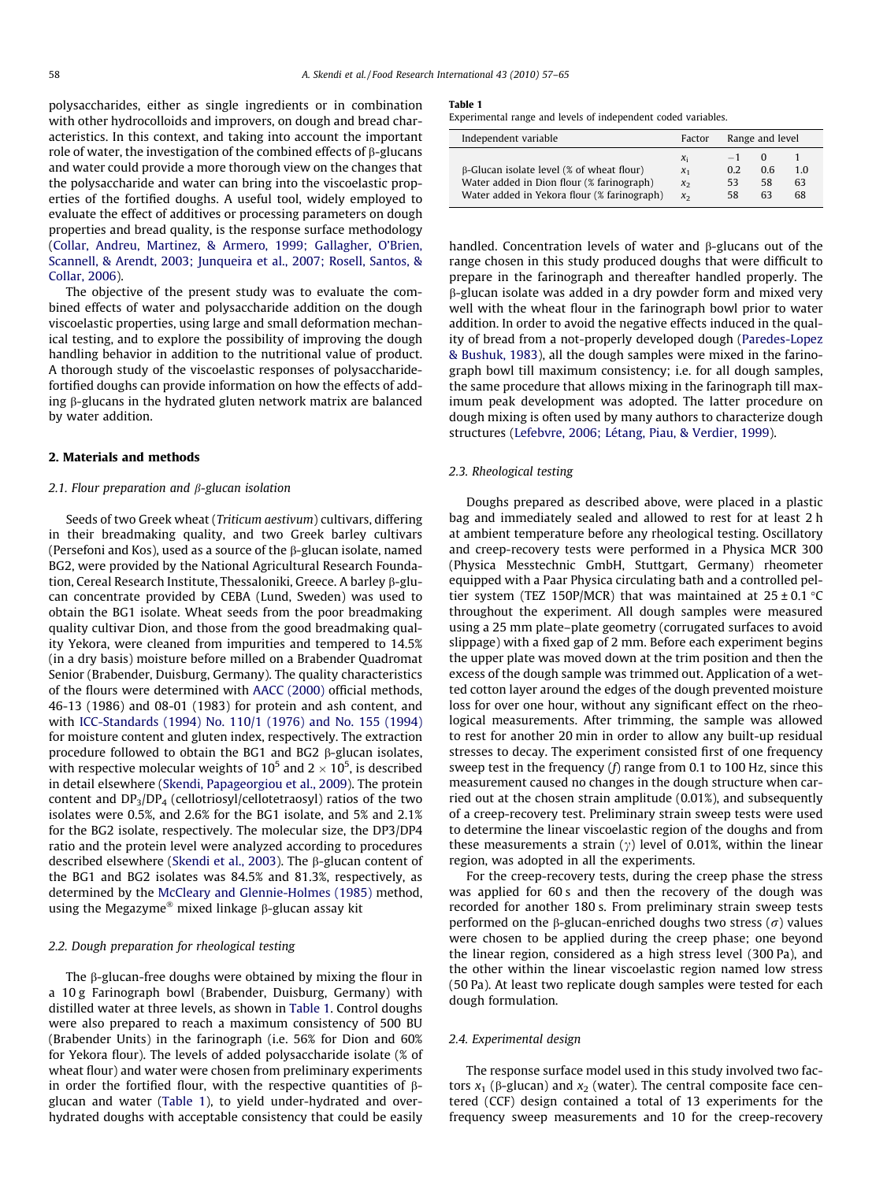polysaccharides, either as single ingredients or in combination with other hydrocolloids and improvers, on dough and bread characteristics. In this context, and taking into account the important role of water, the investigation of the combined effects of β-glucans and water could provide a more thorough view on the changes that the polysaccharide and water can bring into the viscoelastic properties of the fortified doughs. A useful tool, widely employed to evaluate the effect of additives or processing parameters on dough properties and bread quality, is the response surface methodology (Collar, Andreu, Martinez, & Armero, 1999; Gallagher, O'Brien, Scannell, & Arendt, 2003; Junqueira et al., 2007; Rosell, Santos, & Collar, 2006).

The objective of the present study was to evaluate the combined effects of water and polysaccharide addition on the dough viscoelastic properties, using large and small deformation mechanical testing, and to explore the possibility of improving the dough handling behavior in addition to the nutritional value of product. A thorough study of the viscoelastic responses of polysaccharide-fortified doughs can provide information on how the effects of adding β-glucans in the hydrated gluten network matrix are balanced by water addition.

## 2. Materials and methods

### 2.1. Flour preparation and β-glucan isolation

Seeds of two Greek wheat (*Triticum aestivum*) cultivars, differing in their breadmaking quality, and two Greek barley cultivars (Persefoni and Kos), used as a source of the β-glucan isolate, named BG2, were provided by the National Agricultural Research Foundation, Cereal Research Institute, Thessaloniki, Greece. A barley β-glucan concentrate provided by CEBA (Lund, Sweden) was used to obtain the BG1 isolate. Wheat seeds from the poor breadmaking quality cultivar Dion, and those from the good breadmaking quality Yekora, were cleaned from impurities and tempered to 14.5% (in a dry basis) moisture before milled on a Brabender Quadromat Senior (Brabender, Duisburg, Germany). The quality characteristics of the flours were determined with AACC (2000) official methods, 46-13 (1986) and 08-01 (1983) for protein and ash content, and with ICC-Standards (1994) No. 110/1 (1976) and No. 155 (1994) for moisture content and gluten index, respectively. The extraction procedure followed to obtain the BG1 and BG2 β-glucan isolates, with respective molecular weights of $10^5$ and $2 \times 10^5$, is described in detail elsewhere (Skendi, Papageorgiou et al., 2009). The protein content and $DP_3/DP_4$ (cellotriosyl/cellotetraosyl) ratios of the two isolates were 0.5%, and 2.6% for the BG1 isolate, and 5% and 2.1% for the BG2 isolate, respectively. The molecular size, the DP3/DP4 ratio and the protein level were analyzed according to procedures described elsewhere (Skendi et al., 2003). The β-glucan content of the BG1 and BG2 isolates was 84.5% and 81.3%, respectively, as determined by the McCleary and Glennie-Holmes (1985) method, using the Megazyme® mixed linkage β-glucan assay kit

### 2.2. Dough preparation for rheological testing

The β-glucan-free doughs were obtained by mixing the flour in a 10 g Farinograph bowl (Brabender, Duisburg, Germany) with distilled water at three levels, as shown in Table 1. Control doughs were also prepared to reach a maximum consistency of 500 BU (Brabender Units) in the farinograph (i.e. 56% for Dion and 60% for Yekora flour). The levels of added polysaccharide isolate (% of wheat flour) and water were chosen from preliminary experiments in order the fortified flour, with the respective quantities of β-glucan and water (Table 1), to yield under-hydrated and over-hydrated doughs with acceptable consistency that could be easily handled. Concentration levels of water and β-glucans out of the range chosen in this study produced doughs that were difficult to prepare in the farinograph and thereafter handled properly. The β-glucan isolate was added in a dry powder form and mixed very well with the wheat flour in the farinograph bowl prior to water addition. In order to avoid the negative effects induced in the quality of bread from a not-properly developed dough (Paredes-Lopez & Bushuk, 1983), all the dough samples were mixed in the farinograph bowl till maximum consistency; i.e. for all dough samples, the same procedure that allows mixing in the farinograph till maximum peak development was adopted. The latter procedure on dough mixing is often used by many authors to characterize dough structures (Lefebvre, 2006; Létang, Piau, & Verdier, 1999).

**Table 1**
Experimental range and levels of independent coded variables.

| Independent variable | Factor | Range and level | | |
|---|---|---|---|---|
| | $x_i$ | −1 | 0 | 1 |
| β-Glucan isolate level (% of wheat flour) | $x_1$ | 0.2 | 0.6 | 1.0 |
| Water added in Dion flour (% farinograph) | $x_2$ | 53 | 58 | 63 |
| Water added in Yekora flour (% farinograph) | $x_2$ | 58 | 63 | 68 |

### 2.3. Rheological testing

Doughs prepared as described above, were placed in a plastic bag and immediately sealed and allowed to rest for at least 2 h at ambient temperature before any rheological testing. Oscillatory and creep-recovery tests were performed in a Physica MCR 300 (Physica Messtechnic GmbH, Stuttgart, Germany) rheometer equipped with a Paar Physica circulating bath and a controlled peltier system (TEZ 150P/MCR) that was maintained at 25 ± 0.1 °C throughout the experiment. All dough samples were measured using a 25 mm plate–plate geometry (corrugated surfaces to avoid slippage) with a fixed gap of 2 mm. Before each experiment begins the upper plate was moved down at the trim position and then the excess of the dough sample was trimmed out. Application of a wetted cotton layer around the edges of the dough prevented moisture loss for over one hour, without any significant effect on the rheological measurements. After trimming, the sample was allowed to rest for another 20 min in order to allow any built-up residual stresses to decay. The experiment consisted first of one frequency sweep test in the frequency ($f$) range from 0.1 to 100 Hz, since this measurement caused no changes in the dough structure when carried out at the chosen strain amplitude (0.01%), and subsequently of a creep-recovery test. Preliminary strain sweep tests were used to determine the linear viscoelastic region of the doughs and from these measurements a strain ($\gamma$) level of 0.01%, within the linear region, was adopted in all the experiments.

For the creep-recovery tests, during the creep phase the stress was applied for 60 s and then the recovery of the dough was recorded for another 180 s. From preliminary strain sweep tests performed on the β-glucan-enriched doughs two stress ($\sigma$) values were chosen to be applied during the creep phase; one beyond the linear region, considered as a high stress level (300 Pa), and the other within the linear viscoelastic region named low stress (50 Pa). At least two replicate dough samples were tested for each dough formulation.

### 2.4. Experimental design

The response surface model used in this study involved two factors $x_1$ (β-glucan) and $x_2$ (water). The central composite face centered (CCF) design contained a total of 13 experiments for the frequency sweep measurements and 10 for the creep-recovery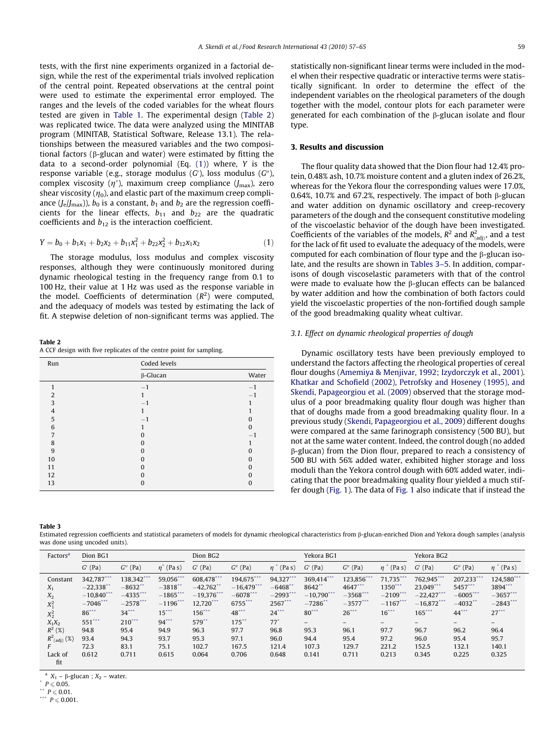tests, with the first nine experiments organized in a factorial design, while the rest of the experimental trials involved replication of the central point. Repeated observations at the central point were used to estimate the experimental error employed. The ranges and the levels of the coded variables for the wheat flours tested are given in Table 1. The experimental design (Table 2) was replicated twice. The data were analyzed using the MINITAB program (MINITAB, Statistical Software, Release 13.1). The relationships between the measured variables and the two compositional factors (β-glucan and water) were estimated by fitting the data to a second-order polynomial (Eq. (1)) where, $Y$ is the response variable (e.g., storage modulus ($G'$), loss modulus ($G''$), complex viscosity ($\eta^*$), maximum creep compliance ($J_{max}$), zero shear viscosity ($\eta_0$), and elastic part of the maximum creep compliance ($J_e/J_{max}$)), $b_0$ is a constant, $b_1$ and $b_2$ are the regression coefficients for the linear effects, $b_{11}$ and $b_{22}$ are the quadratic coefficients and $b_{12}$ is the interaction coefficient.

$$Y = b_0 + b_1x_1 + b_2x_2 + b_{11}x_1^2 + b_{22}x_2^2 + b_{12}x_1x_2 \quad (1)$$

The storage modulus, loss modulus and complex viscosity responses, although they were continuously monitored during dynamic rheological testing in the frequency range from 0.1 to 100 Hz, their value at 1 Hz was used as the response variable in the model. Coefficients of determination ($R^2$) were computed, and the adequacy of models was tested by estimating the lack of fit. A stepwise deletion of non-significant terms was applied. The statistically non-significant linear terms were included in the model when their respective quadratic or interactive terms were statistically significant. In order to determine the effect of the independent variables on the rheological parameters of the dough together with the model, contour plots for each parameter were generated for each combination of the β-glucan isolate and flour type.

**Table 2**
A CCF design with five replicates of the centre point for sampling.

| Run | Coded levels | |
|---|---|---|
| | β-Glucan | Water |
| 1 | −1 | −1 |
| 2 | 1 | −1 |
| 3 | −1 | 1 |
| 4 | 1 | 1 |
| 5 | −1 | 0 |
| 6 | 1 | 0 |
| 7 | 0 | −1 |
| 8 | 0 | 1 |
| 9 | 0 | 0 |
| 10 | 0 | 0 |
| 11 | 0 | 0 |
| 12 | 0 | 0 |
| 13 | 0 | 0 |

## 3. Results and discussion

The flour quality data showed that the Dion flour had 12.4% protein, 0.48% ash, 10.7% moisture content and a gluten index of 26.2%, whereas for the Yekora flour the corresponding values were 17.0%, 0.64%, 10.7% and 67.2%, respectively. The impact of both β-glucan and water addition on dynamic oscillatory and creep-recovery parameters of the dough and the consequent constitutive modeling of the viscoelastic behavior of the dough have been investigated. Coefficients of the variables of the models, $R^2$ and $R^2_{(adj)}$, and a test for the lack of fit used to evaluate the adequacy of the models, were computed for each combination of flour type and the β-glucan isolate, and the results are shown in Tables 3–5. In addition, comparisons of dough viscoelastic parameters with that of the control were made to evaluate how the β-glucan effects can be balanced by water addition and how the combination of both factors could yield the viscoelastic properties of the non-fortified dough sample of the good breadmaking quality wheat cultivar.

### 3.1. Effect on dynamic rheological properties of dough

Dynamic oscillatory tests have been previously employed to understand the factors affecting the rheological properties of cereal flour doughs (Amemiya & Menjivar, 1992; Izydorczyk et al., 2001). Khatkar and Schofield (2002), Petrofsky and Hoseney (1995), and Skendi, Papageorgiou et al. (2009) observed that the storage modulus of a poor breadmaking quality flour dough was higher than that of doughs made from a good breadmaking quality flour. In a previous study (Skendi, Papageorgiou et al., 2009) different doughs were compared at the same farinograph consistency (500 BU), but not at the same water content. Indeed, the control dough (no added β-glucan) from the Dion flour, prepared to reach a consistency of 500 BU with 56% added water, exhibited higher storage and loss moduli than the Yekora control dough with 60% added water, indicating that the poor breadmaking quality flour yielded a much stiffer dough (Fig. 1). The data of Fig. 1 also indicate that if instead the

**Table 3**
Estimated regression coefficients and statistical parameters of models for dynamic rheological characteristics from β-glucan-enriched Dion and Yekora dough samples (analysis was done using uncoded units).

| Factors[a] | Dion BG1 | | | Dion BG2 | | | Yekora BG1 | | | Yekora BG2 | | |
|---|---|---|---|---|---|---|---|---|---|---|---|---|
| | $G'$ (Pa) | $G''$ (Pa) | $\eta^*$ (Pa s) | $G'$ (Pa) | $G''$ (Pa) | $\eta^*$ (Pa s) | $G'$ (Pa) | $G''$ (Pa) | $\eta^*$ (Pa s) | $G'$ (Pa) | $G''$ (Pa) | $\eta^*$ (Pa s) |
| Constant | 342,787*** | 138,342*** | 59,056*** | 608,478*** | 194,675*** | 94,327*** | 369,414*** | 123,856*** | 71,735*** | 762,945*** | 207,233*** | 124,580*** |
| $X_1$ | −22,338** | −8632** | −3818** | −42,762** | −16,479*** | −6468** | 8642** | 4647*** | 1350*** | 23,049*** | 5457*** | 3894*** |
| $X_2$ | −10,840*** | −4335*** | −1865*** | −19,376*** | −6078*** | −2993*** | −10,790*** | −3568*** | −2109*** | −22,427*** | −6005*** | −3657*** |
| $X_1^2$ | −7046*** | −2578*** | −1196*** | 12,720*** | 6755*** | 2567*** | −7286** | −3577*** | −1167*** | −16,872*** | −4032** | −2843*** |
| $X_2^2$ | 86*** | 34*** | 15*** | 156*** | 48*** | 24*** | 80*** | 26*** | 16*** | 165*** | 44*** | 27*** |
| $X_1X_2$ | 551*** | 210*** | 94*** | 579** | 175** | 77* | – | – | – | – | – | – |
| $R^2$ (%) | 94.8 | 95.4 | 94.9 | 96.3 | 97.7 | 96.8 | 95.3 | 96.1 | 97.7 | 96.7 | 96.2 | 96.4 |
| $R^2_{(adj)}$ (%) | 93.4 | 94.3 | 93.7 | 95.3 | 97.1 | 96.0 | 94.4 | 95.4 | 97.2 | 96.0 | 95.4 | 95.7 |
| $F$ | 72.3 | 83.1 | 75.1 | 102.7 | 167.5 | 121.4 | 107.3 | 129.7 | 221.2 | 152.5 | 132.1 | 140.1 |
| Lack of fit | 0.612 | 0.711 | 0.615 | 0.064 | 0.706 | 0.648 | 0.141 | 0.711 | 0.213 | 0.345 | 0.225 | 0.325 |

[a] $X_1$ – β-glucan ; $X_2$ – water.
* $P \leq 0.05$.
** $P \leq 0.01$.
*** $P \leq 0.001$.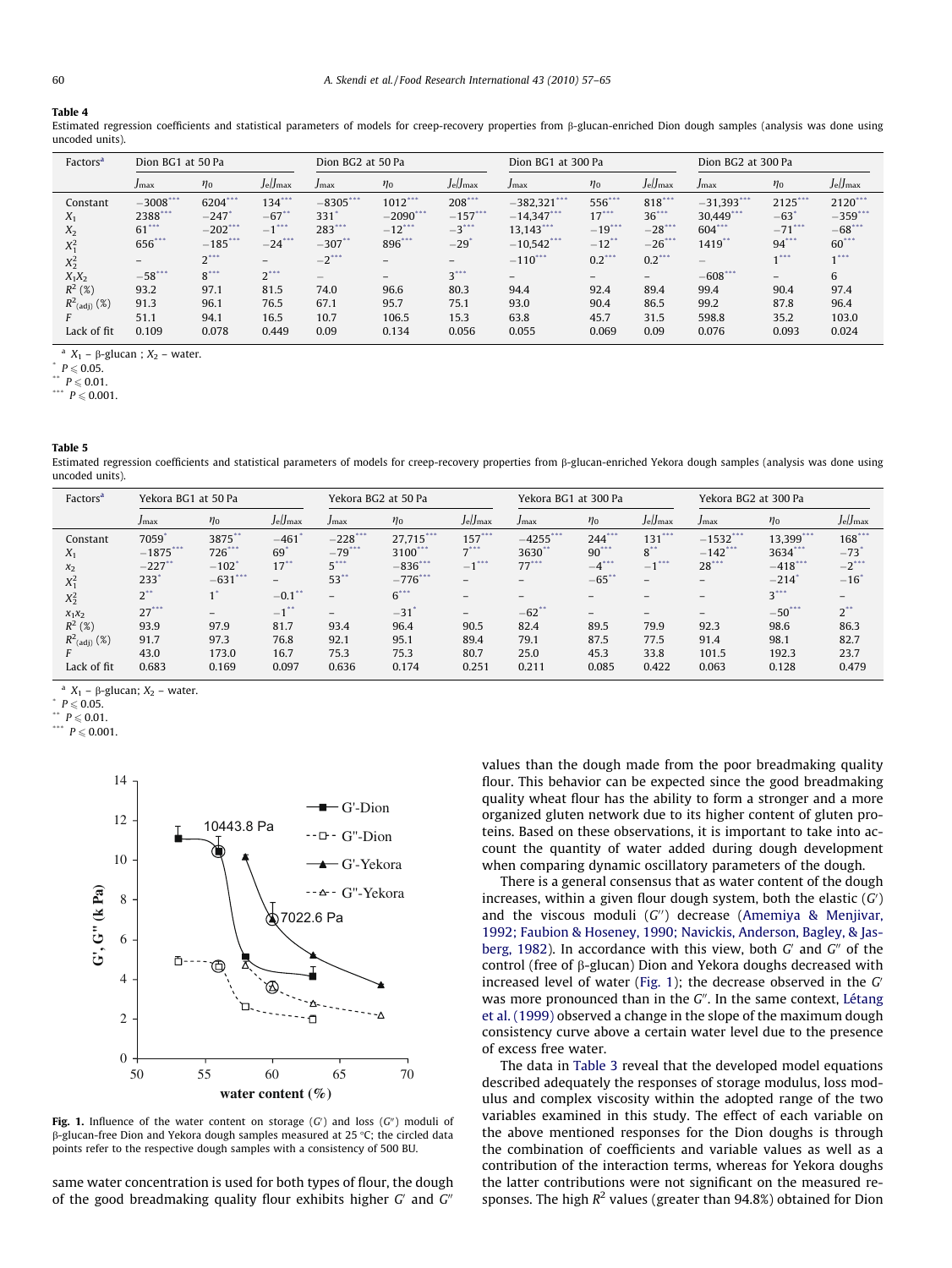**Table 4**

Estimated regression coefficients and statistical parameters of models for creep-recovery properties from β-glucan-enriched Dion dough samples (analysis was done using uncoded units).

| Factors[a] | Dion BG1 at 50 Pa | | | Dion BG2 at 50 Pa | | | Dion BG1 at 300 Pa | | | Dion BG2 at 300 Pa | | |
|---|---|---|---|---|---|---|---|---|---|---|---|---|
| | $J_{max}$ | $\eta_0$ | $J_e/J_{max}$ | $J_{max}$ | $\eta_0$ | $J_e/J_{max}$ | $J_{max}$ | $\eta_0$ | $J_e/J_{max}$ | $J_{max}$ | $\eta_0$ | $J_e/J_{max}$ |
| Constant | −3008*** | 6204*** | 134*** | −8305*** | 1012*** | 208*** | −382,321*** | 556*** | 818*** | −31,393*** | 2125*** | 2120*** |
| $X_1$ | 2388*** | −247* | −67** | 331* | −2090*** | −157*** | −14,347*** | 17*** | 36*** | 30,449*** | −63* | −359*** |
| $X_2$ | 61*** | −202*** | −1*** | 283*** | −12*** | −3*** | 13,143*** | −19*** | −28*** | 604*** | −71*** | −68*** |
| $X_1^2$ | 656*** | −185*** | −24*** | −307** | 896*** | −29* | −10,542*** | −12** | −26*** | 1419** | 94*** | 60*** |
| $X_2^2$ | – | 2*** | – | −2*** | – | – | −110*** | 0.2*** | 0.2*** | – | 1*** | 1*** |
| $X_1X_2$ | −58*** | 8*** | 2*** | – | – | 3*** | – | – | – | −608*** | – | 6 |
| $R^2$ (%) | 93.2 | 97.1 | 81.5 | 74.0 | 96.6 | 80.3 | 94.4 | 92.4 | 89.4 | 99.4 | 90.4 | 97.4 |
| $R^2_{(adj)}$ (%) | 91.3 | 96.1 | 76.5 | 67.1 | 95.7 | 75.1 | 93.0 | 90.4 | 86.5 | 99.2 | 87.8 | 96.4 |
| $F$ | 51.1 | 94.1 | 16.5 | 10.7 | 106.5 | 15.3 | 63.8 | 45.7 | 31.5 | 598.8 | 35.2 | 103.0 |
| Lack of fit | 0.109 | 0.078 | 0.449 | 0.09 | 0.134 | 0.056 | 0.055 | 0.069 | 0.09 | 0.076 | 0.093 | 0.024 |

[a] $X_1$ – β-glucan ; $X_2$ – water.
* $P \leqslant 0.05$.
** $P \leqslant 0.01$.
*** $P \leqslant 0.001$.

**Table 5**

Estimated regression coefficients and statistical parameters of models for creep-recovery properties from β-glucan-enriched Yekora dough samples (analysis was done using uncoded units).

| Factors[a] | Yekora BG1 at 50 Pa | | | Yekora BG2 at 50 Pa | | | Yekora BG1 at 300 Pa | | | Yekora BG2 at 300 Pa | | |
|---|---|---|---|---|---|---|---|---|---|---|---|---|
| | $J_{max}$ | $\eta_0$ | $J_e/J_{max}$ | $J_{max}$ | $\eta_0$ | $J_e/J_{max}$ | $J_{max}$ | $\eta_0$ | $J_e/J_{max}$ | $J_{max}$ | $\eta_0$ | $J_e/J_{max}$ |
| Constant | 7059* | 3875** | −461* | −228*** | 27,715*** | 157*** | −4255*** | 244*** | 131*** | −1532*** | 13,399*** | 168*** |
| $X_1$ | −1875*** | 726*** | 69* | −79*** | 3100*** | 7*** | 3630** | 90*** | 8** | −142*** | 3634*** | −73* |
| $x_2$ | −227** | −102* | 17** | 5*** | −836*** | −1*** | 77*** | −4*** | −1*** | 28*** | −418*** | −2*** |
| $X_1^2$ | 233* | −631*** | – | 53** | −776*** | – | – | −65** | – | – | −214* | −16* |
| $X_2^2$ | 2** | 1* | −0.1** | – | 6*** | – | – | – | – | – | 3*** | – |
| $x_1x_2$ | 27*** | – | −1** | – | −31* | – | −62** | – | – | – | −50*** | 2** |
| $R^2$ (%) | 93.9 | 97.9 | 81.7 | 93.4 | 96.4 | 90.5 | 82.4 | 89.5 | 79.9 | 92.3 | 98.6 | 86.3 |
| $R^2_{(adj)}$ (%) | 91.7 | 97.3 | 76.8 | 92.1 | 95.1 | 89.4 | 79.1 | 87.5 | 77.5 | 91.4 | 98.1 | 82.7 |
| $F$ | 43.0 | 173.0 | 16.7 | 75.3 | 75.3 | 80.7 | 25.0 | 45.3 | 33.8 | 101.5 | 192.3 | 23.7 |
| Lack of fit | 0.683 | 0.169 | 0.097 | 0.636 | 0.174 | 0.251 | 0.211 | 0.085 | 0.422 | 0.063 | 0.128 | 0.479 |

[a] $X_1$ – β-glucan; $X_2$ – water.
* $P \leqslant 0.05$.
** $P \leqslant 0.01$.
*** $P \leqslant 0.001$.

**Fig. 1.** Influence of the water content on storage ($G'$) and loss ($G''$) moduli of β-glucan-free Dion and Yekora dough samples measured at 25 °C; the circled data points refer to the respective dough samples with a consistency of 500 BU.

same water concentration is used for both types of flour, the dough of the good breadmaking quality flour exhibits higher $G'$ and $G''$ values than the dough made from the poor breadmaking quality flour. This behavior can be expected since the good breadmaking quality wheat flour has the ability to form a stronger and a more organized gluten network due to its higher content of gluten proteins. Based on these observations, it is important to take into account the quantity of water added during dough development when comparing dynamic oscillatory parameters of the dough.

There is a general consensus that as water content of the dough increases, within a given flour dough system, both the elastic ($G'$) and the viscous moduli ($G''$) decrease (Amemiya & Menjivar, 1992; Faubion & Hoseney, 1990; Navickis, Anderson, Bagley, & Jasberg, 1982). In accordance with this view, both $G'$ and $G''$ of the control (free of β-glucan) Dion and Yekora doughs decreased with increased level of water (Fig. 1); the decrease observed in the $G'$ was more pronounced than in the $G''$. In the same context, Létang et al. (1999) observed a change in the slope of the maximum dough consistency curve above a certain water level due to the presence of excess free water.

The data in Table 3 reveal that the developed model equations described adequately the responses of storage modulus, loss modulus and complex viscosity within the adopted range of the two variables examined in this study. The effect of each variable on the above mentioned responses for the Dion doughs is through the combination of coefficients and variable values as well as a contribution of the interaction terms, whereas for Yekora doughs the latter contributions were not significant on the measured responses. The high $R^2$ values (greater than 94.8%) obtained for Dion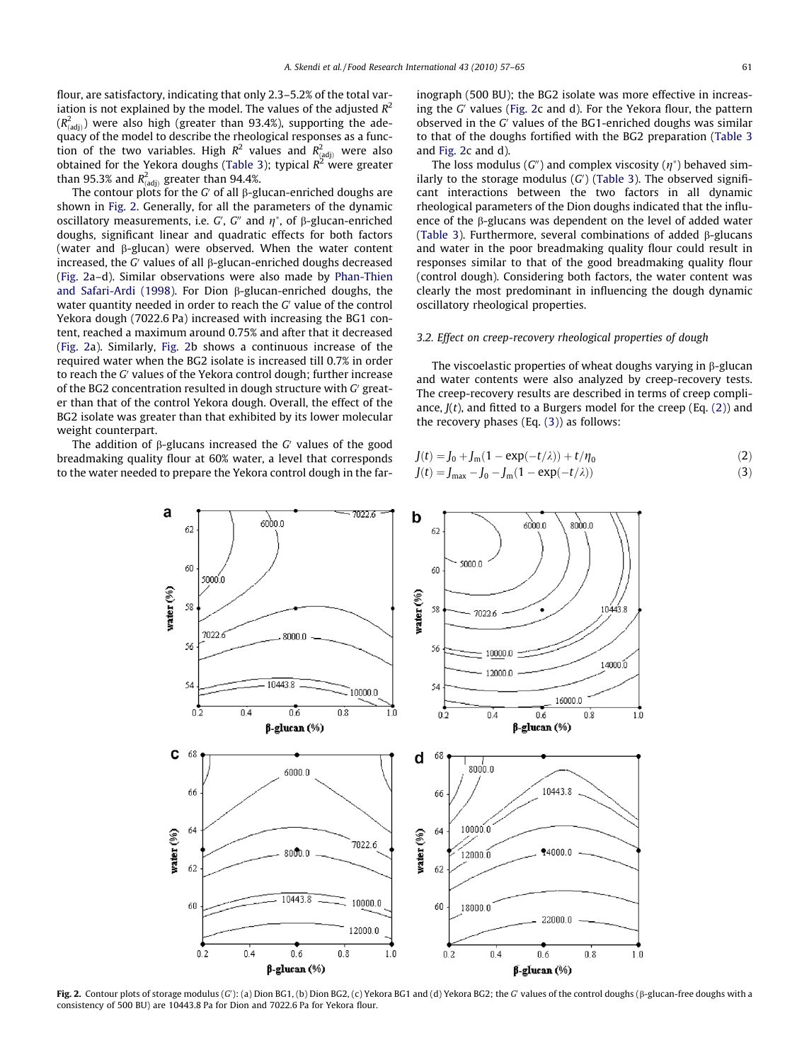flour, are satisfactory, indicating that only 2.3–5.2% of the total variation is not explained by the model. The values of the adjusted $R^2$ ($R^2_{(adj)}$) were also high (greater than 93.4%), supporting the adequacy of the model to describe the rheological responses as a function of the two variables. High $R^2$ values and $R^2_{(adj)}$ were also obtained for the Yekora doughs (Table 3); typical $R^2$ were greater than 95.3% and $R^2_{(adj)}$ greater than 94.4%.

The contour plots for the $G'$ of all β-glucan-enriched doughs are shown in Fig. 2. Generally, for all the parameters of the dynamic oscillatory measurements, i.e. $G'$, $G''$ and $\eta^*$, of β-glucan-enriched doughs, significant linear and quadratic effects for both factors (water and β-glucan) were observed. When the water content increased, the $G'$ values of all β-glucan-enriched doughs decreased (Fig. 2a–d). Similar observations were also made by Phan-Thien and Safari-Ardi (1998). For Dion β-glucan-enriched doughs, the water quantity needed in order to reach the $G'$ value of the control Yekora dough (7022.6 Pa) increased with increasing the BG1 content, reached a maximum around 0.75% and after that it decreased (Fig. 2a). Similarly, Fig. 2b shows a continuous increase of the required water when the BG2 isolate is increased till 0.7% in order to reach the $G'$ values of the Yekora control dough; further increase of the BG2 concentration resulted in dough structure with $G'$ greater than that of the control Yekora dough. Overall, the effect of the BG2 isolate was greater than that exhibited by its lower molecular weight counterpart.

The addition of β-glucans increased the $G'$ values of the good breadmaking quality flour at 60% water, a level that corresponds to the water needed to prepare the Yekora control dough in the farinograph (500 BU); the BG2 isolate was more effective in increasing the $G'$ values (Fig. 2c and d). For the Yekora flour, the pattern observed in the $G'$ values of the BG1-enriched doughs was similar to that of the doughs fortified with the BG2 preparation (Table 3 and Fig. 2c and d).

The loss modulus ($G''$) and complex viscosity ($\eta^*$) behaved similarly to the storage modulus ($G'$) (Table 3). The observed significant interactions between the two factors in all dynamic rheological parameters of the Dion doughs indicated that the influence of the β-glucans was dependent on the level of added water (Table 3). Furthermore, several combinations of added β-glucans and water in the poor breadmaking quality flour could result in responses similar to that of the good breadmaking quality flour (control dough). Considering both factors, the water content was clearly the most predominant in influencing the dough dynamic oscillatory rheological properties.

### 3.2. Effect on creep-recovery rheological properties of dough

The viscoelastic properties of wheat doughs varying in β-glucan and water contents were also analyzed by creep-recovery tests. The creep-recovery results are described in terms of creep compliance, $J(t)$, and fitted to a Burgers model for the creep (Eq. (2)) and the recovery phases (Eq. (3)) as follows:

$$J(t) = J_0 + J_m(1 - \exp(-t/\lambda)) + t/\eta_0 \tag{2}$$

$$J(t) = J_{max} - J_0 - J_m(1 - \exp(-t/\lambda)) \tag{3}$$

**Fig. 2.** Contour plots of storage modulus ($G'$): (a) Dion BG1, (b) Dion BG2, (c) Yekora BG1 and (d) Yekora BG2; the $G'$ values of the control doughs (β-glucan-free doughs with a consistency of 500 BU) are 10443.8 Pa for Dion and 7022.6 Pa for Yekora flour.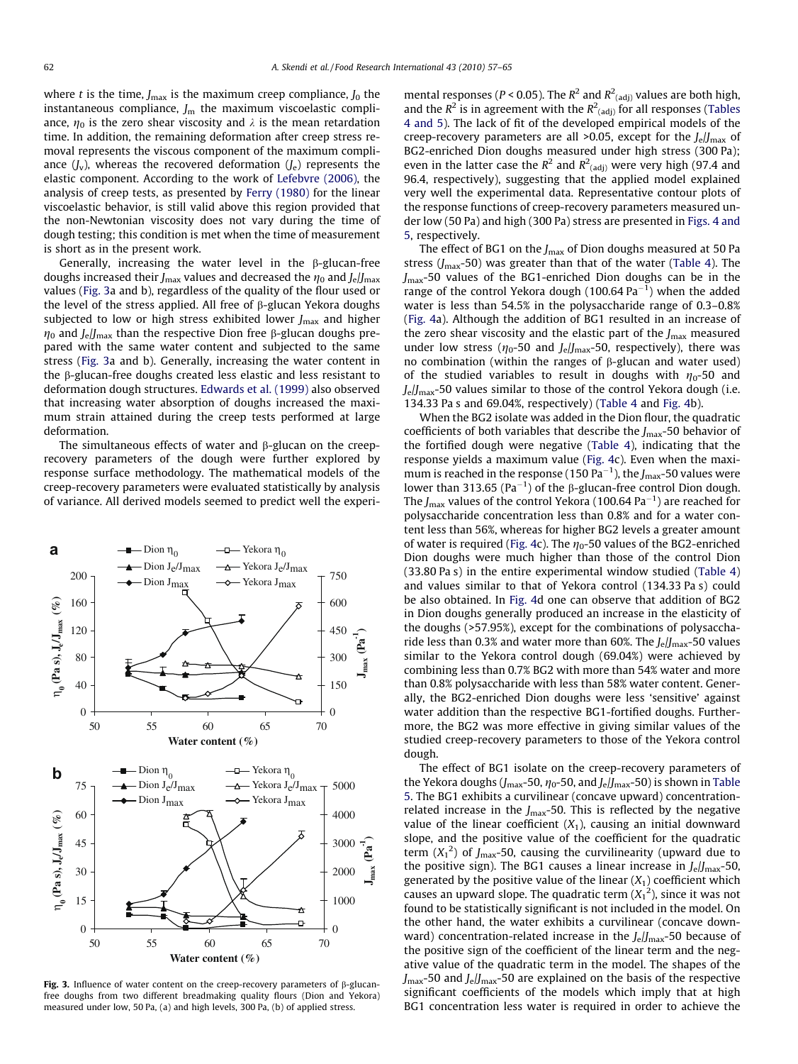where $t$ is the time, $J_{max}$ is the maximum creep compliance, $J_0$ the instantaneous compliance, $J_m$ the maximum viscoelastic compliance, $\eta_0$ is the zero shear viscosity and $\lambda$ is the mean retardation time. In addition, the remaining deformation after creep stress removal represents the viscous component of the maximum compliance ($J_v$), whereas the recovered deformation ($J_e$) represents the elastic component. According to the work of Lefebvre (2006), the analysis of creep tests, as presented by Ferry (1980) for the linear viscoelastic behavior, is still valid above this region provided that the non-Newtonian viscosity does not vary during the time of dough testing; this condition is met when the time of measurement is short as in the present work.

Generally, increasing the water level in the β-glucan-free doughs increased their $J_{max}$ values and decreased the $\eta_0$ and $J_e/J_{max}$ values (Fig. 3a and b), regardless of the quality of the flour used or the level of the stress applied. All free of β-glucan Yekora doughs subjected to low or high stress exhibited lower $J_{max}$ and higher $\eta_0$ and $J_e/J_{max}$ than the respective Dion free β-glucan doughs prepared with the same water content and subjected to the same stress (Fig. 3a and b). Generally, increasing the water content in the β-glucan-free doughs created less elastic and less resistant to deformation dough structures. Edwards et al. (1999) also observed that increasing water absorption of doughs increased the maximum strain attained during the creep tests performed at large deformation.

The simultaneous effects of water and β-glucan on the creep-recovery parameters of the dough were further explored by response surface methodology. The mathematical models of the creep-recovery parameters were evaluated statistically by analysis of variance. All derived models seemed to predict well the experimental responses ($P < 0.05$). The $R^2$ and $R^2_{(adj)}$ values are both high, and the $R^2$ is in agreement with the $R^2_{(adj)}$ for all responses (Tables 4 and 5). The lack of fit of the developed empirical models of the creep-recovery parameters are all >0.05, except for the $J_e/J_{max}$ of BG2-enriched Dion doughs measured under high stress (300 Pa); even in the latter case the $R^2$ and $R^2_{(adj)}$ were very high (97.4 and 96.4, respectively), suggesting that the applied model explained very well the experimental data. Representative contour plots of the response functions of creep-recovery parameters measured under low (50 Pa) and high (300 Pa) stress are presented in Figs. 4 and 5, respectively.

Fig. 3. Influence of water content on the creep-recovery parameters of β-glucan-free doughs from two different breadmaking quality flours (Dion and Yekora) measured under low, 50 Pa, (a) and high levels, 300 Pa, (b) of applied stress.

The effect of BG1 on the $J_{max}$ of Dion doughs measured at 50 Pa stress ($J_{max}$-50) was greater than that of the water (Table 4). The $J_{max}$-50 values of the BG1-enriched Dion doughs can be in the range of the control Yekora dough (100.64 $Pa^{-1}$) when the added water is less than 54.5% in the polysaccharide range of 0.3–0.8% (Fig. 4a). Although the addition of BG1 resulted in an increase of the zero shear viscosity and the elastic part of the $J_{max}$ measured under low stress ($\eta_0$-50 and $J_e/J_{max}$-50, respectively), there was no combination (within the ranges of β-glucan and water used) of the studied variables to result in doughs with $\eta_0$-50 and $J_e/J_{max}$-50 values similar to those of the control Yekora dough (i.e. 134.33 Pa s and 69.04%, respectively) (Table 4 and Fig. 4b).

When the BG2 isolate was added in the Dion flour, the quadratic coefficients of both variables that describe the $J_{max}$-50 behavior of the fortified dough were negative (Table 4), indicating that the response yields a maximum value (Fig. 4c). Even when the maximum is reached in the response (150 $Pa^{-1}$), the $J_{max}$-50 values were lower than 313.65 ($Pa^{-1}$) of the β-glucan-free control Dion dough. The $J_{max}$ values of the control Yekora (100.64 $Pa^{-1}$) are reached for polysaccharide concentration less than 0.8% and for a water content less than 56%, whereas for higher BG2 levels a greater amount of water is required (Fig. 4c). The $\eta_0$-50 values of the BG2-enriched Dion doughs were much higher than those of the control Dion (33.80 Pa s) in the entire experimental window studied (Table 4) and values similar to that of Yekora control (134.33 Pa s) could be also obtained. In Fig. 4d one can observe that addition of BG2 in Dion doughs generally produced an increase in the elasticity of the doughs (>57.95%), except for the combinations of polysaccharide less than 0.3% and water more than 60%. The $J_e/J_{max}$-50 values similar to the Yekora control dough (69.04%) were achieved by combining less than 0.7% BG2 with more than 54% water and more than 0.8% polysaccharide with less than 58% water content. Generally, the BG2-enriched Dion doughs were less 'sensitive' against water addition than the respective BG1-fortified doughs. Furthermore, the BG2 was more effective in giving similar values of the studied creep-recovery parameters to those of the Yekora control dough.

The effect of BG1 isolate on the creep-recovery parameters of the Yekora doughs ($J_{max}$-50, $\eta_0$-50, and $J_e/J_{max}$-50) is shown in Table 5. The BG1 exhibits a curvilinear (concave upward) concentration-related increase in the $J_{max}$-50. This is reflected by the negative value of the linear coefficient ($X_1$), causing an initial downward slope, and the positive value of the coefficient for the quadratic term ($X_1^2$) of $J_{max}$-50, causing the curvilinearity (upward due to the positive sign). The BG1 causes a linear increase in $J_e/J_{max}$-50, generated by the positive value of the linear ($X_1$) coefficient which causes an upward slope. The quadratic term ($X_1^2$), since it was not found to be statistically significant is not included in the model. On the other hand, the water exhibits a curvilinear (concave downward) concentration-related increase in the $J_e/J_{max}$-50 because of the positive sign of the coefficient of the linear term and the negative value of the quadratic term in the model. The shapes of the $J_{max}$-50 and $J_e/J_{max}$-50 are explained on the basis of the respective significant coefficients of the models which imply that at high BG1 concentration less water is required in order to achieve the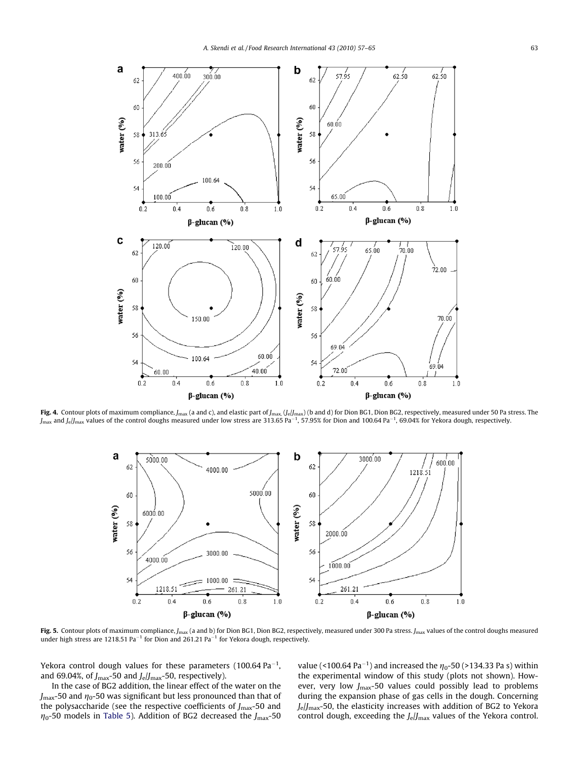Fig. 4. Contour plots of maximum compliance, $J_{max}$ (a and c), and elastic part of $J_{max}$ ($J_e/J_{max}$) (b and d) for Dion BG1, Dion BG2, respectively, measured under 50 Pa stress. The $J_{max}$ and $J_e/J_{max}$ values of the control doughs measured under low stress are 313.65 $Pa^{-1}$, 57.95% for Dion and 100.64 $Pa^{-1}$, 69.04% for Yekora dough, respectively.

Fig. 5. Contour plots of maximum compliance, $J_{max}$ (a and b) for Dion BG1, Dion BG2, respectively, measured under 300 Pa stress. $J_{max}$ values of the control doughs measured under high stress are 1218.51 $Pa^{-1}$ for Dion and 261.21 $Pa^{-1}$ for Yekora dough, respectively.

Yekora control dough values for these parameters (100.64 $Pa^{-1}$, and 69.04%, of $J_{max}$-50 and $J_e/J_{max}$-50, respectively).

In the case of BG2 addition, the linear effect of the water on the $J_{max}$-50 and $\eta_0$-50 was significant but less pronounced than that of the polysaccharide (see the respective coefficients of $J_{max}$-50 and $\eta_0$-50 models in Table 5). Addition of BG2 decreased the $J_{max}$-50 value (<100.64 $Pa^{-1}$) and increased the $\eta_0$-50 (>134.33 Pa s) within the experimental window of this study (plots not shown). However, very low $J_{max}$-50 values could possibly lead to problems during the expansion phase of gas cells in the dough. Concerning $J_e/J_{max}$-50, the elasticity increases with addition of BG2 to Yekora control dough, exceeding the $J_e/J_{max}$ values of the Yekora control.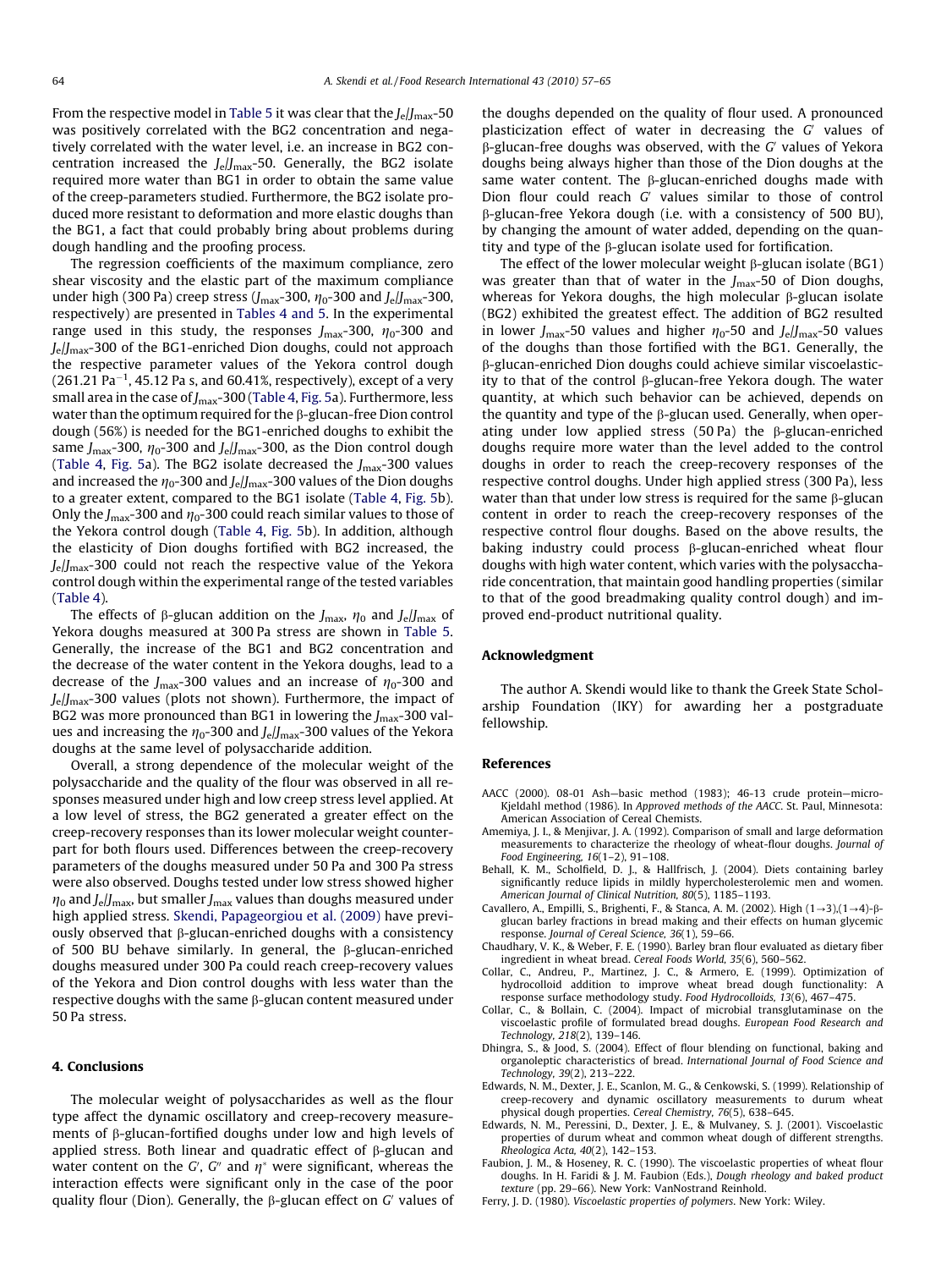From the respective model in Table 5 it was clear that the $J_e/J_{max}$-50 was positively correlated with the BG2 concentration and negatively correlated with the water level, i.e. an increase in BG2 concentration increased the $J_e/J_{max}$-50. Generally, the BG2 isolate required more water than BG1 in order to obtain the same value of the creep-parameters studied. Furthermore, the BG2 isolate produced more resistant to deformation and more elastic doughs than the BG1, a fact that could probably bring about problems during dough handling and the proofing process.

The regression coefficients of the maximum compliance, zero shear viscosity and the elastic part of the maximum compliance under high (300 Pa) creep stress ($J_{max}$-300, $\eta_0$-300 and $J_e/J_{max}$-300, respectively) are presented in Tables 4 and 5. In the experimental range used in this study, the responses $J_{max}$-300, $\eta_0$-300 and $J_e/J_{max}$-300 of the BG1-enriched Dion doughs, could not approach the respective parameter values of the Yekora control dough (261.21 $Pa^{-1}$, 45.12 Pa s, and 60.41%, respectively), except of a very small area in the case of $J_{max}$-300 (Table 4, Fig. 5a). Furthermore, less water than the optimum required for the β-glucan-free Dion control dough (56%) is needed for the BG1-enriched doughs to exhibit the same $J_{max}$-300, $\eta_0$-300 and $J_e/J_{max}$-300, as the Dion control dough (Table 4, Fig. 5a). The BG2 isolate decreased the $J_{max}$-300 values and increased the $\eta_0$-300 and $J_e/J_{max}$-300 values of the Dion doughs to a greater extent, compared to the BG1 isolate (Table 4, Fig. 5b). Only the $J_{max}$-300 and $\eta_0$-300 could reach similar values to those of the Yekora control dough (Table 4, Fig. 5b). In addition, although the elasticity of Dion doughs fortified with BG2 increased, the $J_e/J_{max}$-300 could not reach the respective value of the Yekora control dough within the experimental range of the tested variables (Table 4).

The effects of β-glucan addition on the $J_{max}$, $\eta_0$ and $J_e/J_{max}$ of Yekora doughs measured at 300 Pa stress are shown in Table 5. Generally, the increase of the BG1 and BG2 concentration and the decrease of the water content in the Yekora doughs, lead to a decrease of the $J_{max}$-300 values and an increase of $\eta_0$-300 and $J_e/J_{max}$-300 values (plots not shown). Furthermore, the impact of BG2 was more pronounced than BG1 in lowering the $J_{max}$-300 values and increasing the $\eta_0$-300 and $J_e/J_{max}$-300 values of the Yekora doughs at the same level of polysaccharide addition.

Overall, a strong dependence of the molecular weight of the polysaccharide and the quality of the flour was observed in all responses measured under high and low creep stress level applied. At a low level of stress, the BG2 generated a greater effect on the creep-recovery responses than its lower molecular weight counterpart for both flours used. Differences between the creep-recovery parameters of the doughs measured under 50 Pa and 300 Pa stress were also observed. Doughs tested under low stress showed higher $\eta_0$ and $J_e/J_{max}$, but smaller $J_{max}$ values than doughs measured under high applied stress. Skendi, Papageorgiou et al. (2009) have previously observed that β-glucan-enriched doughs with a consistency of 500 BU behave similarly. In general, the β-glucan-enriched doughs measured under 300 Pa could reach creep-recovery values of the Yekora and Dion control doughs with less water than the respective doughs with the same β-glucan content measured under 50 Pa stress.

## 4. Conclusions

The molecular weight of polysaccharides as well as the flour type affect the dynamic oscillatory and creep-recovery measurements of β-glucan-fortified doughs under low and high levels of applied stress. Both linear and quadratic effect of β-glucan and water content on the $G'$, $G''$ and $\eta^*$ were significant, whereas the interaction effects were significant only in the case of the poor quality flour (Dion). Generally, the β-glucan effect on $G'$ values of the doughs depended on the quality of flour used. A pronounced plasticization effect of water in decreasing the $G'$ values of β-glucan-free doughs was observed, with the $G'$ values of Yekora doughs being always higher than those of the Dion doughs at the same water content. The β-glucan-enriched doughs made with Dion flour could reach $G'$ values similar to those of control β-glucan-free Yekora dough (i.e. with a consistency of 500 BU), by changing the amount of water added, depending on the quantity and type of the β-glucan isolate used for fortification.

The effect of the lower molecular weight β-glucan isolate (BG1) was greater than that of water in the $J_{max}$-50 of Dion doughs, whereas for Yekora doughs, the high molecular β-glucan isolate (BG2) exhibited the greatest effect. The addition of BG2 resulted in lower $J_{max}$-50 values and higher $\eta_0$-50 and $J_e/J_{max}$-50 values of the doughs than those fortified with the BG1. Generally, the β-glucan-enriched Dion doughs could achieve similar viscoelasticity to that of the control β-glucan-free Yekora dough. The water quantity, at which such behavior can be achieved, depends on the quantity and type of the β-glucan used. Generally, when operating under low applied stress (50 Pa) the β-glucan-enriched doughs require more water than the level added to the control doughs in order to reach the creep-recovery responses of the respective control doughs. Under high applied stress (300 Pa), less water than that under low stress is required for the same β-glucan content in order to reach the creep-recovery responses of the respective control flour doughs. Based on the above results, the baking industry could process β-glucan-enriched wheat flour doughs with high water content, which varies with the polysaccharide concentration, that maintain good handling properties (similar to that of the good breadmaking quality control dough) and improved end-product nutritional quality.

## Acknowledgment

The author A. Skendi would like to thank the Greek State Scholarship Foundation (IKY) for awarding her a postgraduate fellowship.

## References

AACC (2000). 08-01 Ash—basic method (1983); 46-13 crude protein—micro-Kjeldahl method (1986). In *Approved methods of the AACC*. St. Paul, Minnesota: American Association of Cereal Chemists.

Amemiya, J. I., & Menjivar, J. A. (1992). Comparison of small and large deformation measurements to characterize the rheology of wheat-flour doughs. *Journal of Food Engineering, 16*(1–2), 91–108.

Behall, K. M., Scholfield, D. J., & Hallfrisch, J. (2004). Diets containing barley significantly reduce lipids in mildly hypercholesterolemic men and women. *American Journal of Clinical Nutrition, 80*(5), 1185–1193.

Cavallero, A., Empilli, S., Brighenti, F., & Stanca, A. M. (2002). High (1→3),(1→4)-β-glucan barley fractions in bread making and their effects on human glycemic response. *Journal of Cereal Science, 36*(1), 59–66.

Chaudhary, V. K., & Weber, F. E. (1990). Barley bran flour evaluated as dietary fiber ingredient in wheat bread. *Cereal Foods World, 35*(6), 560–562.

Collar, C., Andreu, P., Martinez, J. C., & Armero, E. (1999). Optimization of hydrocolloid addition to improve wheat bread dough functionality: A response surface methodology study. *Food Hydrocolloids, 13*(6), 467–475.

Collar, C., & Bollain, C. (2004). Impact of microbial transglutaminase on the viscoelastic profile of formulated bread doughs. *European Food Research and Technology, 218*(2), 139–146.

Dhingra, S., & Jood, S. (2004). Effect of flour blending on functional, baking and organoleptic characteristics of bread. *International Journal of Food Science and Technology, 39*(2), 213–222.

Edwards, N. M., Dexter, J. E., Scanlon, M. G., & Cenkowski, S. (1999). Relationship of creep-recovery and dynamic oscillatory measurements to durum wheat physical dough properties. *Cereal Chemistry, 76*(5), 638–645.

Edwards, N. M., Peressini, D., Dexter, J. E., & Mulvaney, S. J. (2001). Viscoelastic properties of durum wheat and common wheat dough of different strengths. *Rheologica Acta, 40*(2), 142–153.

Faubion, J. M., & Hoseney, R. C. (1990). The viscoelastic properties of wheat flour doughs. In H. Faridi & J. M. Faubion (Eds.), *Dough rheology and baked product texture* (pp. 29–66). New York: VanNostrand Reinhold.

Ferry, J. D. (1980). *Viscoelastic properties of polymers*. New York: Wiley.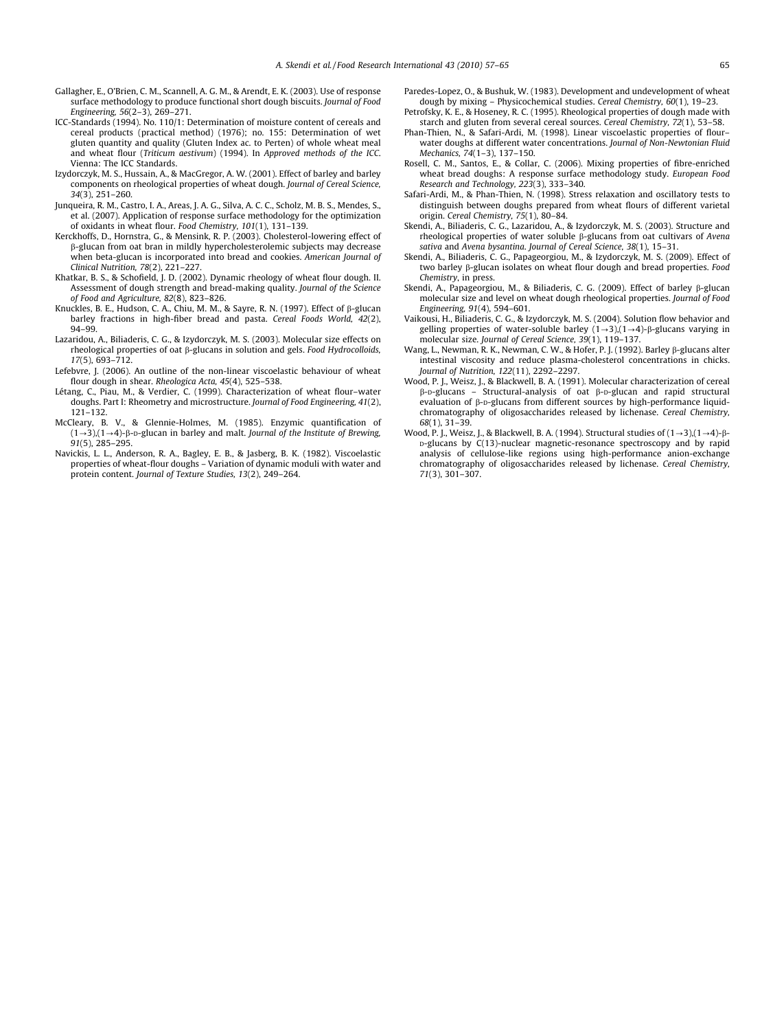Gallagher, E., O'Brien, C. M., Scannell, A. G. M., & Arendt, E. K. (2003). Use of response surface methodology to produce functional short dough biscuits. *Journal of Food Engineering, 56*(2–3), 269–271.

ICC-Standards (1994). No. 110/1: Determination of moisture content of cereals and cereal products (practical method) (1976); no. 155: Determination of wet gluten quantity and quality (Gluten Index ac. to Perten) of whole wheat meal and wheat flour (*Triticum aestivum*) (1994). In *Approved methods of the ICC*. Vienna: The ICC Standards.

Izydorczyk, M. S., Hussain, A., & MacGregor, A. W. (2001). Effect of barley and barley components on rheological properties of wheat dough. *Journal of Cereal Science, 34*(3), 251–260.

Junqueira, R. M., Castro, I. A., Areas, J. A. G., Silva, A. C. C., Scholz, M. B. S., Mendes, S., et al. (2007). Application of response surface methodology for the optimization of oxidants in wheat flour. *Food Chemistry, 101*(1), 131–139.

Kerckhoffs, D., Hornstra, G., & Mensink, R. P. (2003). Cholesterol-lowering effect of β-glucan from oat bran in mildly hypercholesterolemic subjects may decrease when beta-glucan is incorporated into bread and cookies. *American Journal of Clinical Nutrition, 78*(2), 221–227.

Khatkar, B. S., & Schofield, J. D. (2002). Dynamic rheology of wheat flour dough. II. Assessment of dough strength and bread-making quality. *Journal of the Science of Food and Agriculture, 82*(8), 823–826.

Knuckles, B. E., Hudson, C. A., Chiu, M. M., & Sayre, R. N. (1997). Effect of β-glucan barley fractions in high-fiber bread and pasta. *Cereal Foods World, 42*(2), 94–99.

Lazaridou, A., Biliaderis, C. G., & Izydorczyk, M. S. (2003). Molecular size effects on rheological properties of oat β-glucans in solution and gels. *Food Hydrocolloids, 17*(5), 693–712.

Lefebvre, J. (2006). An outline of the non-linear viscoelastic behaviour of wheat flour dough in shear. *Rheologica Acta, 45*(4), 525–538.

Létang, C., Piau, M., & Verdier, C. (1999). Characterization of wheat flour–water doughs. Part I: Rheometry and microstructure. *Journal of Food Engineering, 41*(2), 121–132.

McCleary, B. V., & Glennie-Holmes, M. (1985). Enzymic quantification of (1→3),(1→4)-β-D-glucan in barley and malt. *Journal of the Institute of Brewing, 91*(5), 285–295.

Navickis, L. L., Anderson, R. A., Bagley, E. B., & Jasberg, B. K. (1982). Viscoelastic properties of wheat-flour doughs – Variation of dynamic moduli with water and protein content. *Journal of Texture Studies, 13*(2), 249–264.

Paredes-Lopez, O., & Bushuk, W. (1983). Development and undevelopment of wheat dough by mixing – Physicochemical studies. *Cereal Chemistry, 60*(1), 19–23.

Petrofsky, K. E., & Hoseney, R. C. (1995). Rheological properties of dough made with starch and gluten from several cereal sources. *Cereal Chemistry, 72*(1), 53–58.

Phan-Thien, N., & Safari-Ardi, M. (1998). Linear viscoelastic properties of flour–water doughs at different water concentrations. *Journal of Non-Newtonian Fluid Mechanics, 74*(1–3), 137–150.

Rosell, C. M., Santos, E., & Collar, C. (2006). Mixing properties of fibre-enriched wheat bread doughs: A response surface methodology study. *European Food Research and Technology, 223*(3), 333–340.

Safari-Ardi, M., & Phan-Thien, N. (1998). Stress relaxation and oscillatory tests to distinguish between doughs prepared from wheat flours of different varietal origin. *Cereal Chemistry, 75*(1), 80–84.

Skendi, A., Biliaderis, C. G., Lazaridou, A., & Izydorczyk, M. S. (2003). Structure and rheological properties of water soluble β-glucans from oat cultivars of *Avena sativa* and *Avena bysantina*. *Journal of Cereal Science, 38*(1), 15–31.

Skendi, A., Biliaderis, C. G., Papageorgiou, M., & Izydorczyk, M. S. (2009). Effect of two barley β-glucan isolates on wheat flour dough and bread properties. *Food Chemistry*, in press.

Skendi, A., Papageorgiou, M., & Biliaderis, C. G. (2009). Effect of barley β-glucan molecular size and level on wheat dough rheological properties. *Journal of Food Engineering, 91*(4), 594–601.

Vaikousi, H., Biliaderis, C. G., & Izydorczyk, M. S. (2004). Solution flow behavior and gelling properties of water-soluble barley (1→3),(1→4)-β-glucans varying in molecular size. *Journal of Cereal Science, 39*(1), 119–137.

Wang, L., Newman, R. K., Newman, C. W., & Hofer, P. J. (1992). Barley β-glucans alter intestinal viscosity and reduce plasma-cholesterol concentrations in chicks. *Journal of Nutrition, 122*(11), 2292–2297.

Wood, P. J., Weisz, J., & Blackwell, B. A. (1991). Molecular characterization of cereal β-D-glucans – Structural-analysis of oat β-D-glucan and rapid structural evaluation of β-D-glucans from different sources by high-performance liquid-chromatography of oligosaccharides released by lichenase. *Cereal Chemistry, 68*(1), 31–39.

Wood, P. J., Weisz, J., & Blackwell, B. A. (1994). Structural studies of (1→3),(1→4)-β-D-glucans by C(13)-nuclear magnetic-resonance spectroscopy and by rapid analysis of cellulose-like regions using high-performance anion-exchange chromatography of oligosaccharides released by lichenase. *Cereal Chemistry, 71*(3), 301–307.